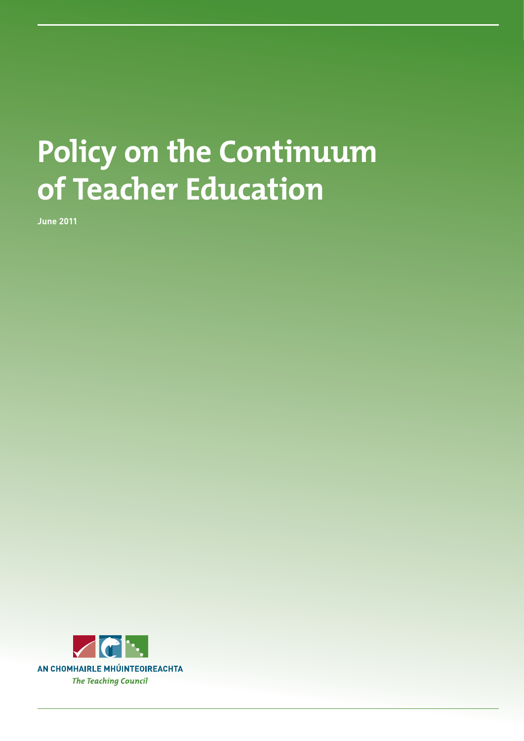# Policy on the Continuum of Teacher Education

**June 2011**

AN CHOMHAIRLE MHÚINTEOIREACHTA

*The Teaching Council*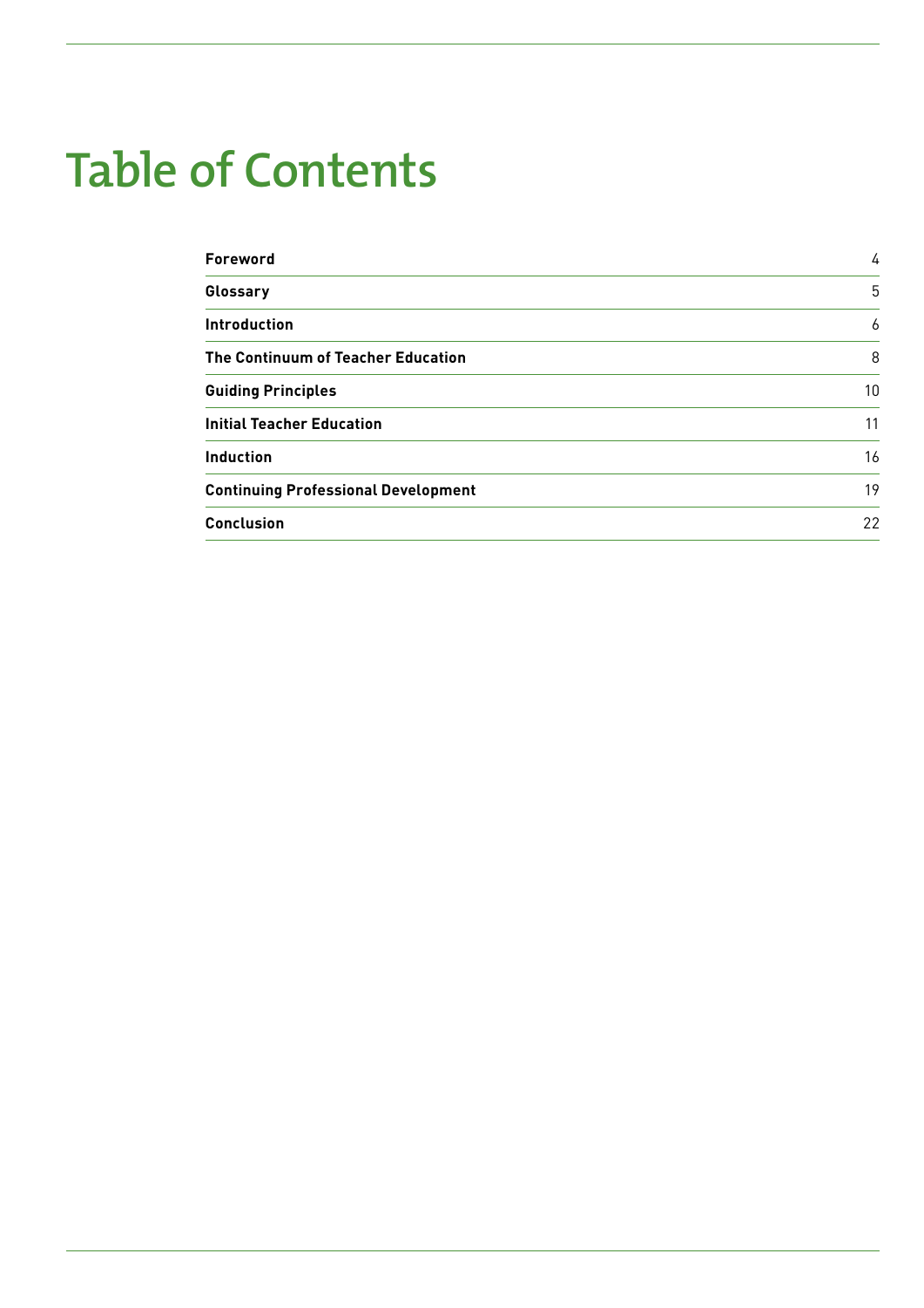# Table of Contents

| | |
|---|---|
| **Foreword** | 4 |
| **Glossary** | 5 |
| **Introduction** | 6 |
| **The Continuum of Teacher Education** | 8 |
| **Guiding Principles** | 10 |
| **Initial Teacher Education** | 11 |
| **Induction** | 16 |
| **Continuing Professional Development** | 19 |
| **Conclusion** | 22 |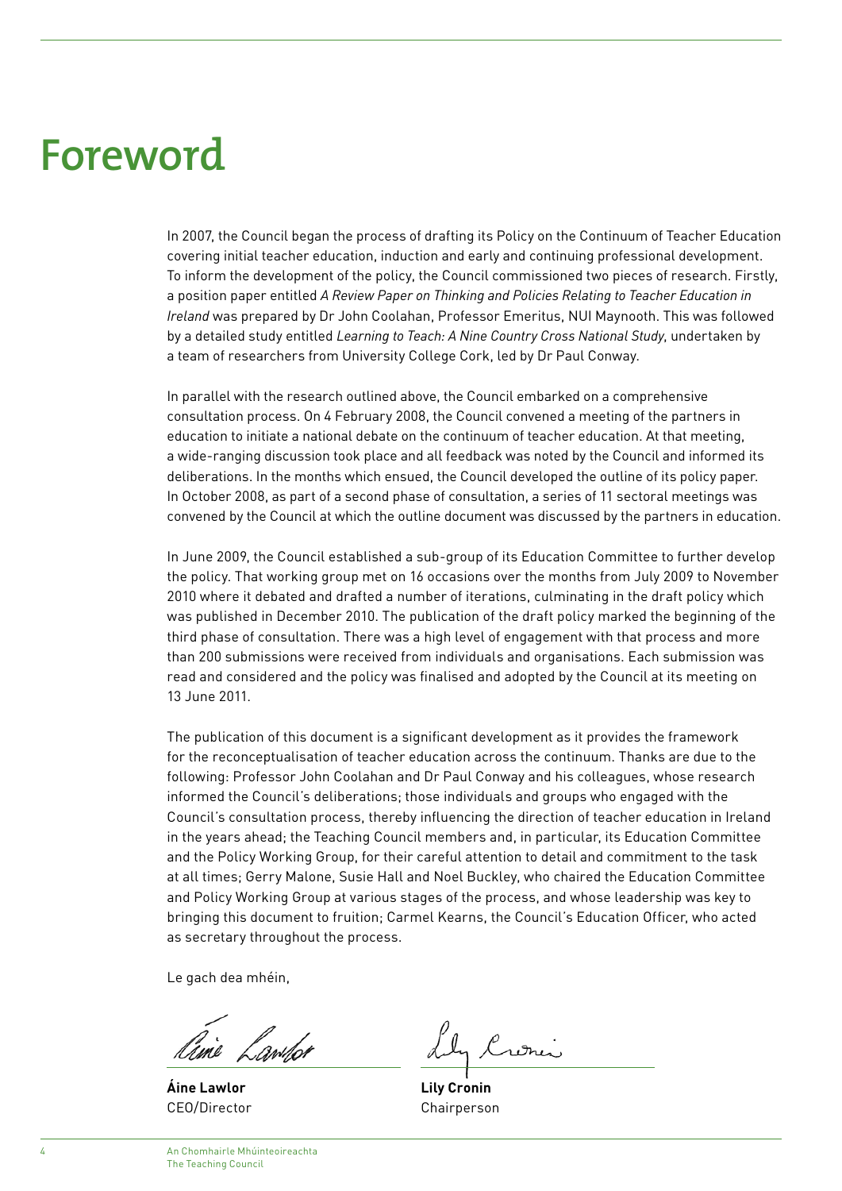# Foreword

In 2007, the Council began the process of drafting its Policy on the Continuum of Teacher Education covering initial teacher education, induction and early and continuing professional development. To inform the development of the policy, the Council commissioned two pieces of research. Firstly, a position paper entitled *A Review Paper on Thinking and Policies Relating to Teacher Education in Ireland* was prepared by Dr John Coolahan, Professor Emeritus, NUI Maynooth. This was followed by a detailed study entitled *Learning to Teach: A Nine Country Cross National Study*, undertaken by a team of researchers from University College Cork, led by Dr Paul Conway.

In parallel with the research outlined above, the Council embarked on a comprehensive consultation process. On 4 February 2008, the Council convened a meeting of the partners in education to initiate a national debate on the continuum of teacher education. At that meeting, a wide-ranging discussion took place and all feedback was noted by the Council and informed its deliberations. In the months which ensued, the Council developed the outline of its policy paper. In October 2008, as part of a second phase of consultation, a series of 11 sectoral meetings was convened by the Council at which the outline document was discussed by the partners in education.

In June 2009, the Council established a sub-group of its Education Committee to further develop the policy. That working group met on 16 occasions over the months from July 2009 to November 2010 where it debated and drafted a number of iterations, culminating in the draft policy which was published in December 2010. The publication of the draft policy marked the beginning of the third phase of consultation. There was a high level of engagement with that process and more than 200 submissions were received from individuals and organisations. Each submission was read and considered and the policy was finalised and adopted by the Council at its meeting on 13 June 2011.

The publication of this document is a significant development as it provides the framework for the reconceptualisation of teacher education across the continuum. Thanks are due to the following: Professor John Coolahan and Dr Paul Conway and his colleagues, whose research informed the Council's deliberations; those individuals and groups who engaged with the Council's consultation process, thereby influencing the direction of teacher education in Ireland in the years ahead; the Teaching Council members and, in particular, its Education Committee and the Policy Working Group, for their careful attention to detail and commitment to the task at all times; Gerry Malone, Susie Hall and Noel Buckley, who chaired the Education Committee and Policy Working Group at various stages of the process, and whose leadership was key to bringing this document to fruition; Carmel Kearns, the Council's Education Officer, who acted as secretary throughout the process.

Le gach dea mhéin,

**Áine Lawlor**
CEO/Director

**Lily Cronin**
Chairperson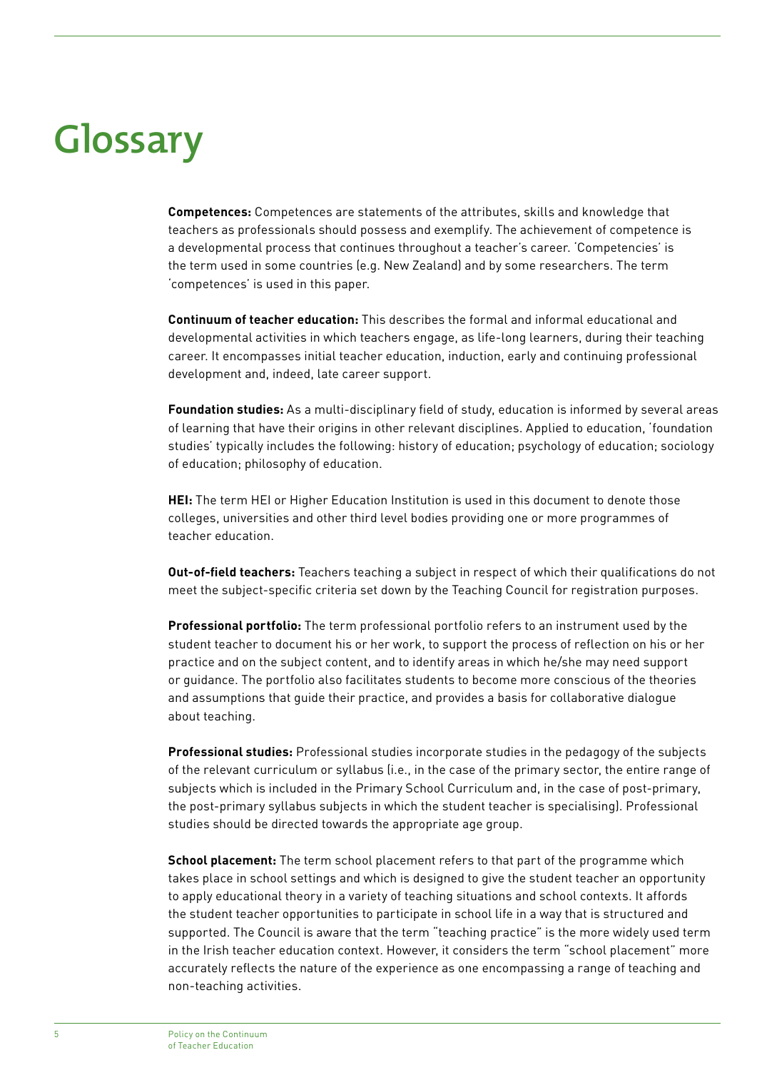# Glossary

**Competences:** Competences are statements of the attributes, skills and knowledge that teachers as professionals should possess and exemplify. The achievement of competence is a developmental process that continues throughout a teacher's career. 'Competencies' is the term used in some countries (e.g. New Zealand) and by some researchers. The term 'competences' is used in this paper.

**Continuum of teacher education:** This describes the formal and informal educational and developmental activities in which teachers engage, as life-long learners, during their teaching career. It encompasses initial teacher education, induction, early and continuing professional development and, indeed, late career support.

**Foundation studies:** As a multi-disciplinary field of study, education is informed by several areas of learning that have their origins in other relevant disciplines. Applied to education, 'foundation studies' typically includes the following: history of education; psychology of education; sociology of education; philosophy of education.

**HEI:** The term HEI or Higher Education Institution is used in this document to denote those colleges, universities and other third level bodies providing one or more programmes of teacher education.

**Out-of-field teachers:** Teachers teaching a subject in respect of which their qualifications do not meet the subject-specific criteria set down by the Teaching Council for registration purposes.

**Professional portfolio:** The term professional portfolio refers to an instrument used by the student teacher to document his or her work, to support the process of reflection on his or her practice and on the subject content, and to identify areas in which he/she may need support or guidance. The portfolio also facilitates students to become more conscious of the theories and assumptions that guide their practice, and provides a basis for collaborative dialogue about teaching.

**Professional studies:** Professional studies incorporate studies in the pedagogy of the subjects of the relevant curriculum or syllabus (i.e., in the case of the primary sector, the entire range of subjects which is included in the Primary School Curriculum and, in the case of post-primary, the post-primary syllabus subjects in which the student teacher is specialising). Professional studies should be directed towards the appropriate age group.

**School placement:** The term school placement refers to that part of the programme which takes place in school settings and which is designed to give the student teacher an opportunity to apply educational theory in a variety of teaching situations and school contexts. It affords the student teacher opportunities to participate in school life in a way that is structured and supported. The Council is aware that the term "teaching practice" is the more widely used term in the Irish teacher education context. However, it considers the term "school placement" more accurately reflects the nature of the experience as one encompassing a range of teaching and non-teaching activities.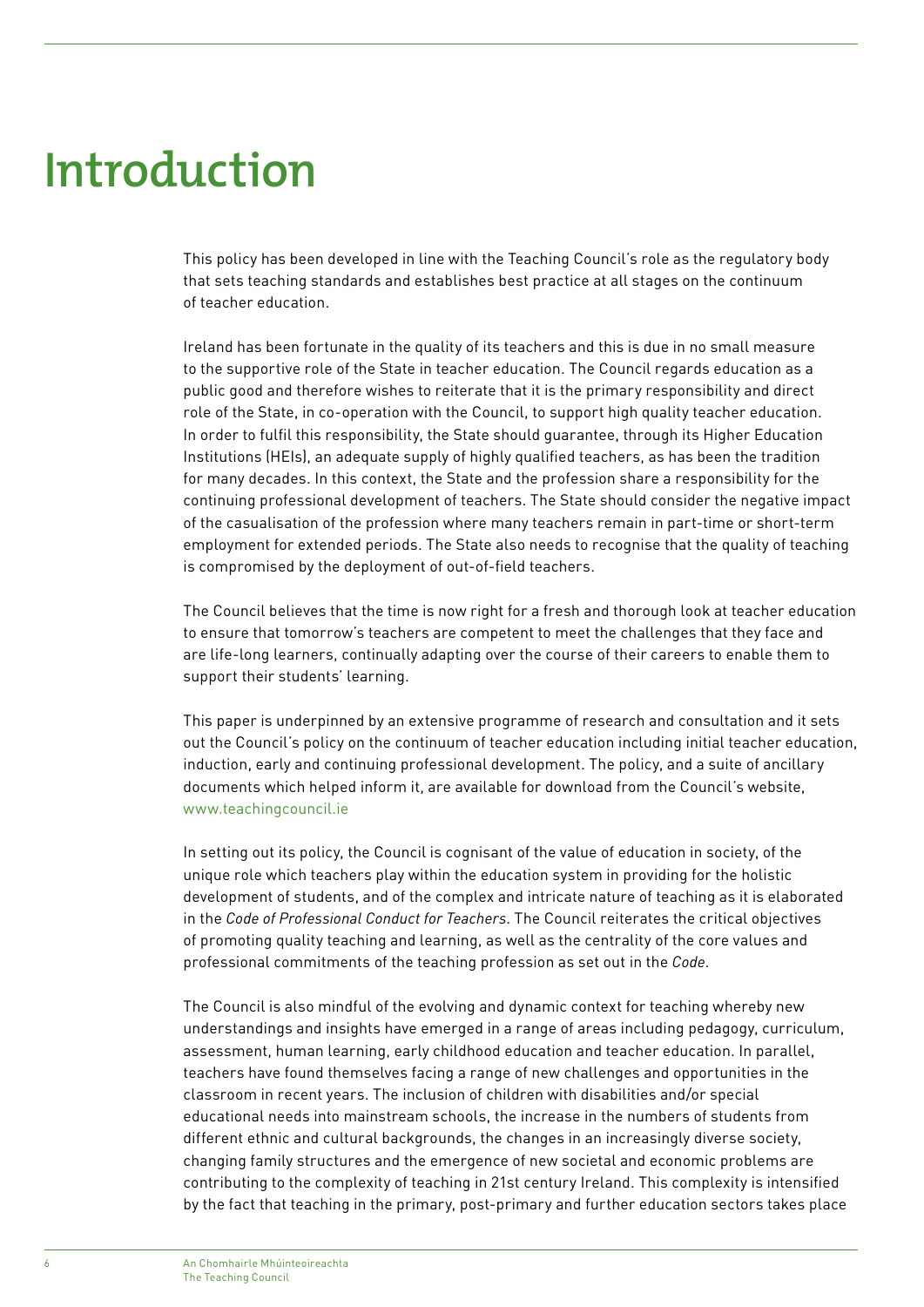# Introduction

This policy has been developed in line with the Teaching Council's role as the regulatory body that sets teaching standards and establishes best practice at all stages on the continuum of teacher education.

Ireland has been fortunate in the quality of its teachers and this is due in no small measure to the supportive role of the State in teacher education. The Council regards education as a public good and therefore wishes to reiterate that it is the primary responsibility and direct role of the State, in co-operation with the Council, to support high quality teacher education. In order to fulfil this responsibility, the State should guarantee, through its Higher Education Institutions (HEIs), an adequate supply of highly qualified teachers, as has been the tradition for many decades. In this context, the State and the profession share a responsibility for the continuing professional development of teachers. The State should consider the negative impact of the casualisation of the profession where many teachers remain in part-time or short-term employment for extended periods. The State also needs to recognise that the quality of teaching is compromised by the deployment of out-of-field teachers.

The Council believes that the time is now right for a fresh and thorough look at teacher education to ensure that tomorrow's teachers are competent to meet the challenges that they face and are life-long learners, continually adapting over the course of their careers to enable them to support their students' learning.

This paper is underpinned by an extensive programme of research and consultation and it sets out the Council's policy on the continuum of teacher education including initial teacher education, induction, early and continuing professional development. The policy, and a suite of ancillary documents which helped inform it, are available for download from the Council's website, www.teachingcouncil.ie

In setting out its policy, the Council is cognisant of the value of education in society, of the unique role which teachers play within the education system in providing for the holistic development of students, and of the complex and intricate nature of teaching as it is elaborated in the *Code of Professional Conduct for Teachers*. The Council reiterates the critical objectives of promoting quality teaching and learning, as well as the centrality of the core values and professional commitments of the teaching profession as set out in the *Code*.

The Council is also mindful of the evolving and dynamic context for teaching whereby new understandings and insights have emerged in a range of areas including pedagogy, curriculum, assessment, human learning, early childhood education and teacher education. In parallel, teachers have found themselves facing a range of new challenges and opportunities in the classroom in recent years. The inclusion of children with disabilities and/or special educational needs into mainstream schools, the increase in the numbers of students from different ethnic and cultural backgrounds, the changes in an increasingly diverse society, changing family structures and the emergence of new societal and economic problems are contributing to the complexity of teaching in 21st century Ireland. This complexity is intensified by the fact that teaching in the primary, post-primary and further education sectors takes place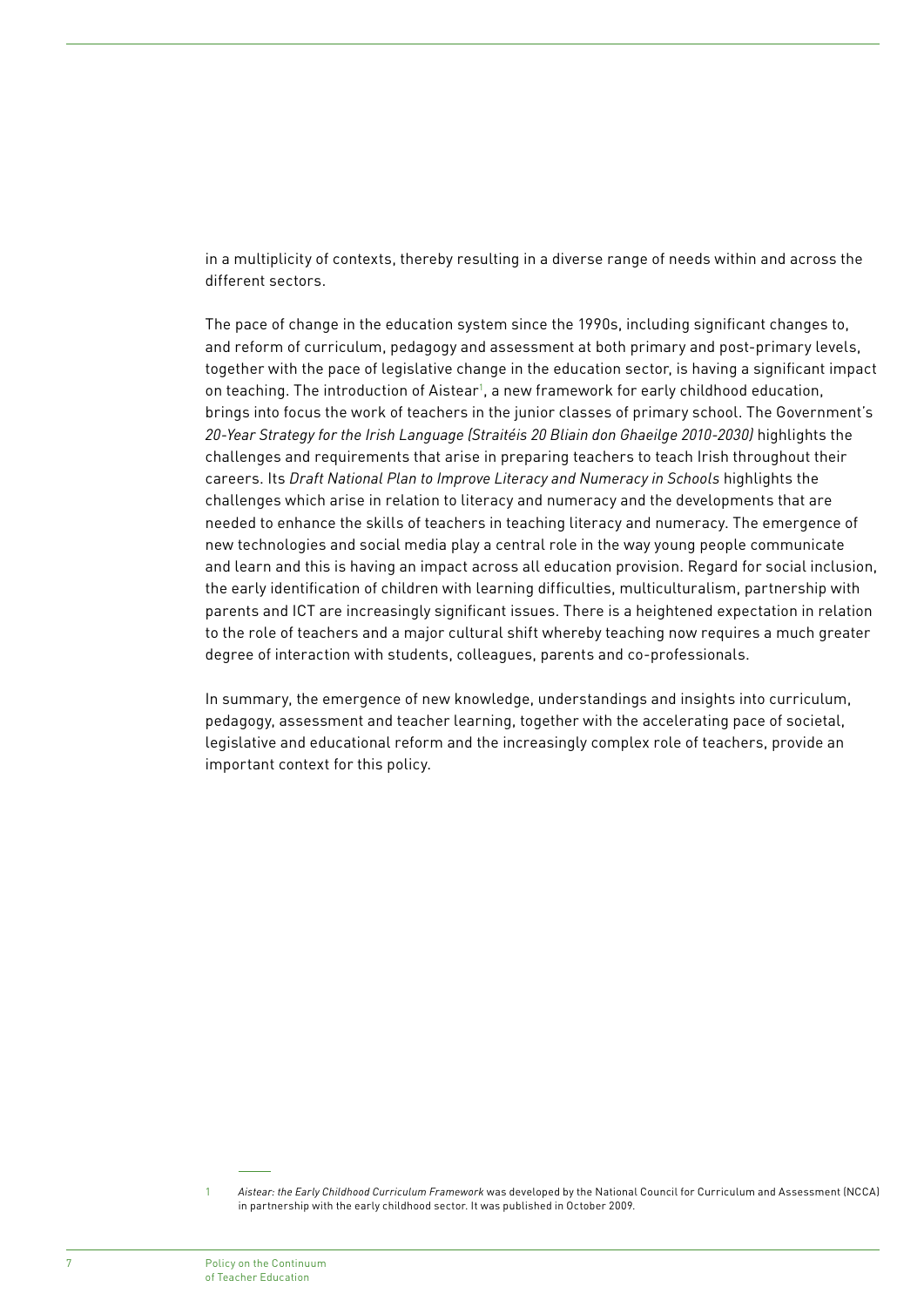in a multiplicity of contexts, thereby resulting in a diverse range of needs within and across the different sectors.

The pace of change in the education system since the 1990s, including significant changes to, and reform of curriculum, pedagogy and assessment at both primary and post-primary levels, together with the pace of legislative change in the education sector, is having a significant impact on teaching. The introduction of Aistear[1], a new framework for early childhood education, brings into focus the work of teachers in the junior classes of primary school. The Government's *20-Year Strategy for the Irish Language (Straitéis 20 Bliain don Ghaeilge 2010-2030)* highlights the challenges and requirements that arise in preparing teachers to teach Irish throughout their careers. Its *Draft National Plan to Improve Literacy and Numeracy in Schools* highlights the challenges which arise in relation to literacy and numeracy and the developments that are needed to enhance the skills of teachers in teaching literacy and numeracy. The emergence of new technologies and social media play a central role in the way young people communicate and learn and this is having an impact across all education provision. Regard for social inclusion, the early identification of children with learning difficulties, multiculturalism, partnership with parents and ICT are increasingly significant issues. There is a heightened expectation in relation to the role of teachers and a major cultural shift whereby teaching now requires a much greater degree of interaction with students, colleagues, parents and co-professionals.

In summary, the emergence of new knowledge, understandings and insights into curriculum, pedagogy, assessment and teacher learning, together with the accelerating pace of societal, legislative and educational reform and the increasingly complex role of teachers, provide an important context for this policy.

---

1 *Aistear: the Early Childhood Curriculum Framework* was developed by the National Council for Curriculum and Assessment (NCCA) in partnership with the early childhood sector. It was published in October 2009.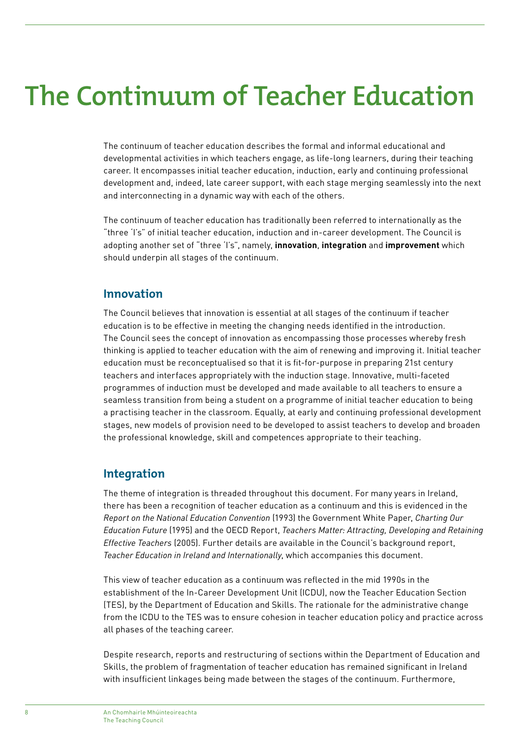# The Continuum of Teacher Education

The continuum of teacher education describes the formal and informal educational and developmental activities in which teachers engage, as life-long learners, during their teaching career. It encompasses initial teacher education, induction, early and continuing professional development and, indeed, late career support, with each stage merging seamlessly into the next and interconnecting in a dynamic way with each of the others.

The continuum of teacher education has traditionally been referred to internationally as the "three 'I's" of initial teacher education, induction and in-career development. The Council is adopting another set of "three 'I's", namely, **innovation**, **integration** and **improvement** which should underpin all stages of the continuum.

## Innovation

The Council believes that innovation is essential at all stages of the continuum if teacher education is to be effective in meeting the changing needs identified in the introduction. The Council sees the concept of innovation as encompassing those processes whereby fresh thinking is applied to teacher education with the aim of renewing and improving it. Initial teacher education must be reconceptualised so that it is fit-for-purpose in preparing 21st century teachers and interfaces appropriately with the induction stage. Innovative, multi-faceted programmes of induction must be developed and made available to all teachers to ensure a seamless transition from being a student on a programme of initial teacher education to being a practising teacher in the classroom. Equally, at early and continuing professional development stages, new models of provision need to be developed to assist teachers to develop and broaden the professional knowledge, skill and competences appropriate to their teaching.

## Integration

The theme of integration is threaded throughout this document. For many years in Ireland, there has been a recognition of teacher education as a continuum and this is evidenced in the *Report on the National Education Convention* (1993) the Government White Paper, *Charting Our Education Future* (1995) and the OECD Report, *Teachers Matter: Attracting, Developing and Retaining Effective Teachers* (2005). Further details are available in the Council's background report, *Teacher Education in Ireland and Internationally*, which accompanies this document.

This view of teacher education as a continuum was reflected in the mid 1990s in the establishment of the In-Career Development Unit (ICDU), now the Teacher Education Section (TES), by the Department of Education and Skills. The rationale for the administrative change from the ICDU to the TES was to ensure cohesion in teacher education policy and practice across all phases of the teaching career.

Despite research, reports and restructuring of sections within the Department of Education and Skills, the problem of fragmentation of teacher education has remained significant in Ireland with insufficient linkages being made between the stages of the continuum. Furthermore,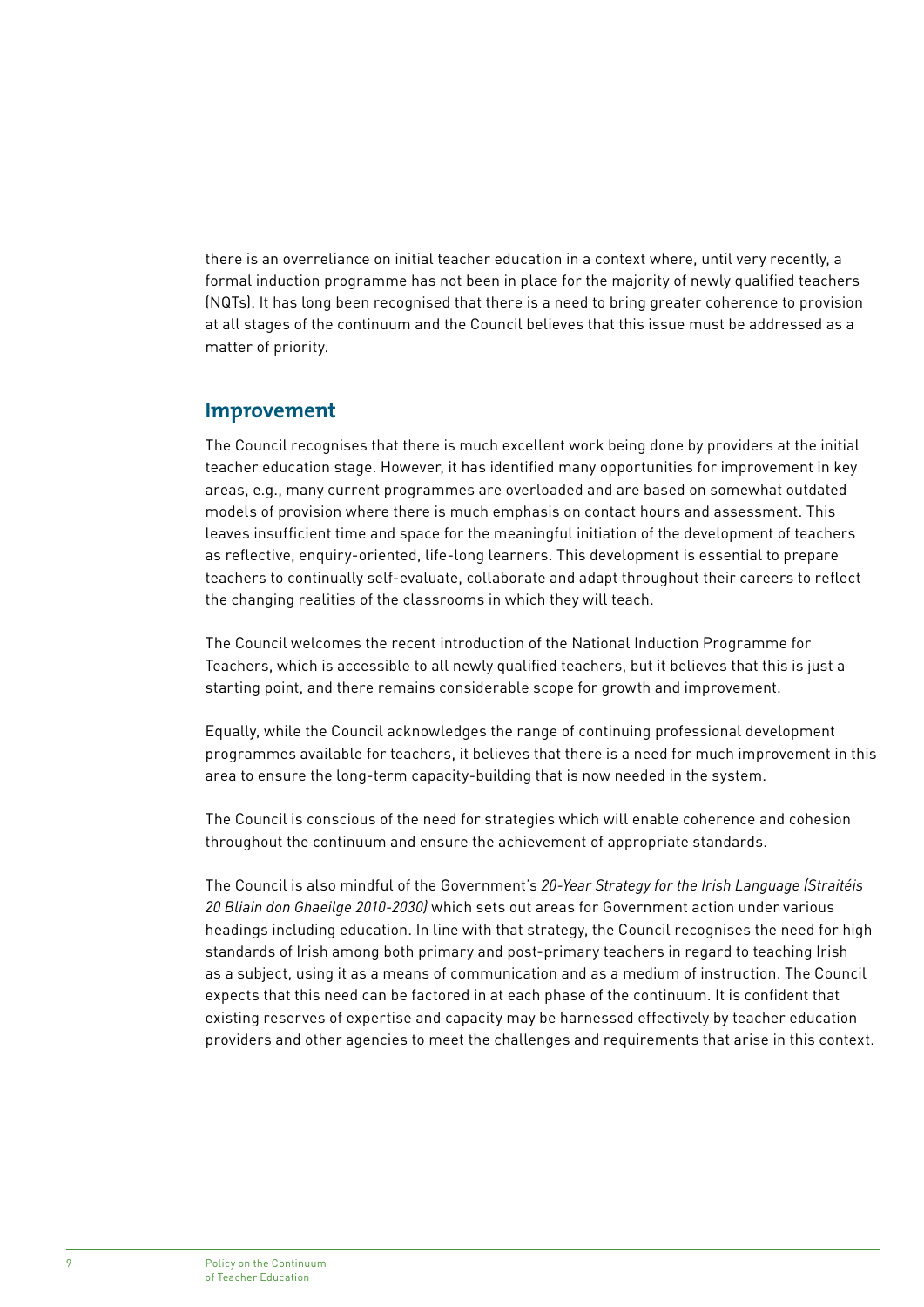there is an overreliance on initial teacher education in a context where, until very recently, a formal induction programme has not been in place for the majority of newly qualified teachers (NQTs). It has long been recognised that there is a need to bring greater coherence to provision at all stages of the continuum and the Council believes that this issue must be addressed as a matter of priority.

## Improvement

The Council recognises that there is much excellent work being done by providers at the initial teacher education stage. However, it has identified many opportunities for improvement in key areas, e.g., many current programmes are overloaded and are based on somewhat outdated models of provision where there is much emphasis on contact hours and assessment. This leaves insufficient time and space for the meaningful initiation of the development of teachers as reflective, enquiry-oriented, life-long learners. This development is essential to prepare teachers to continually self-evaluate, collaborate and adapt throughout their careers to reflect the changing realities of the classrooms in which they will teach.

The Council welcomes the recent introduction of the National Induction Programme for Teachers, which is accessible to all newly qualified teachers, but it believes that this is just a starting point, and there remains considerable scope for growth and improvement.

Equally, while the Council acknowledges the range of continuing professional development programmes available for teachers, it believes that there is a need for much improvement in this area to ensure the long-term capacity-building that is now needed in the system.

The Council is conscious of the need for strategies which will enable coherence and cohesion throughout the continuum and ensure the achievement of appropriate standards.

The Council is also mindful of the Government's *20-Year Strategy for the Irish Language (Straitéis 20 Bliain don Ghaeilge 2010-2030)* which sets out areas for Government action under various headings including education. In line with that strategy, the Council recognises the need for high standards of Irish among both primary and post-primary teachers in regard to teaching Irish as a subject, using it as a means of communication and as a medium of instruction. The Council expects that this need can be factored in at each phase of the continuum. It is confident that existing reserves of expertise and capacity may be harnessed effectively by teacher education providers and other agencies to meet the challenges and requirements that arise in this context.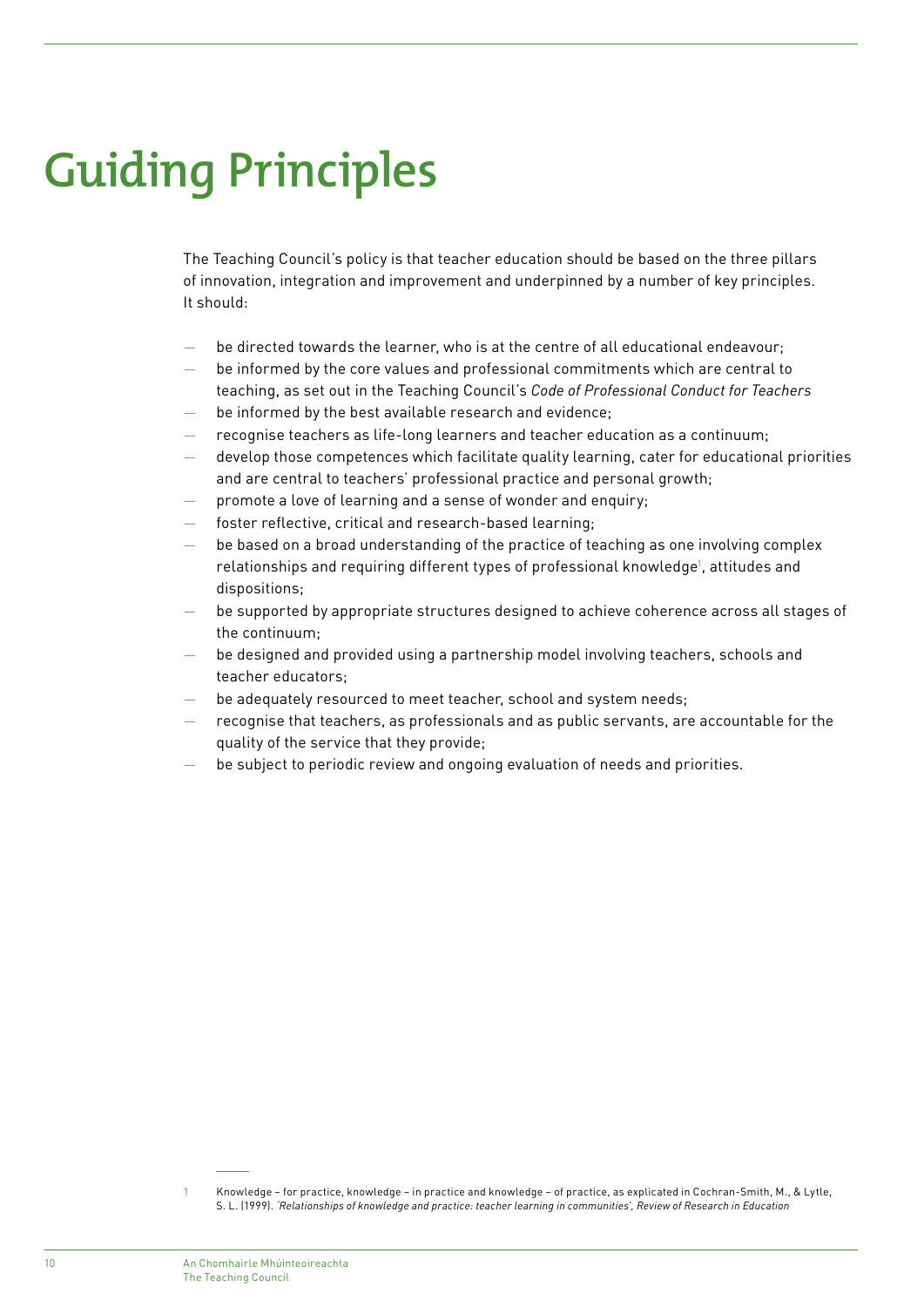# Guiding Principles

The Teaching Council's policy is that teacher education should be based on the three pillars of innovation, integration and improvement and underpinned by a number of key principles. It should:

- be directed towards the learner, who is at the centre of all educational endeavour;
- be informed by the core values and professional commitments which are central to teaching, as set out in the Teaching Council's *Code of Professional Conduct for Teachers*
- be informed by the best available research and evidence;
- recognise teachers as life-long learners and teacher education as a continuum;
- develop those competences which facilitate quality learning, cater for educational priorities and are central to teachers' professional practice and personal growth;
- promote a love of learning and a sense of wonder and enquiry;
- foster reflective, critical and research-based learning;
- be based on a broad understanding of the practice of teaching as one involving complex relationships and requiring different types of professional knowledge[1], attitudes and dispositions;
- be supported by appropriate structures designed to achieve coherence across all stages of the continuum;
- be designed and provided using a partnership model involving teachers, schools and teacher educators;
- be adequately resourced to meet teacher, school and system needs;
- recognise that teachers, as professionals and as public servants, are accountable for the quality of the service that they provide;
- be subject to periodic review and ongoing evaluation of needs and priorities.

---

1 Knowledge – for practice, knowledge – in practice and knowledge – of practice, as explicated in Cochran-Smith, M., & Lytle, S. L. (1999). *'Relationships of knowledge and practice: teacher learning in communities', Review of Research in Education*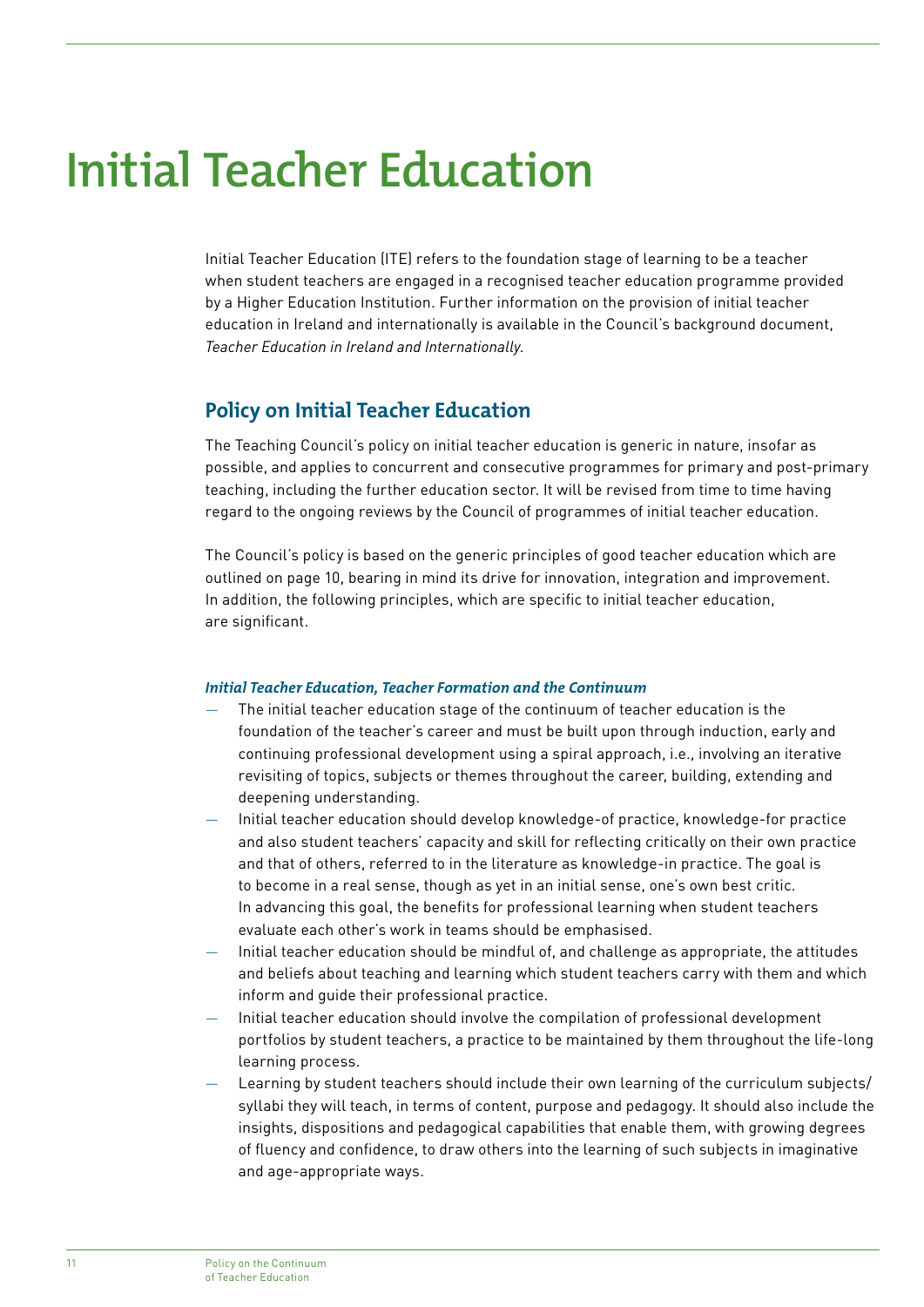# Initial Teacher Education

Initial Teacher Education (ITE) refers to the foundation stage of learning to be a teacher when student teachers are engaged in a recognised teacher education programme provided by a Higher Education Institution. Further information on the provision of initial teacher education in Ireland and internationally is available in the Council's background document, *Teacher Education in Ireland and Internationally.*

## Policy on Initial Teacher Education

The Teaching Council's policy on initial teacher education is generic in nature, insofar as possible, and applies to concurrent and consecutive programmes for primary and post-primary teaching, including the further education sector. It will be revised from time to time having regard to the ongoing reviews by the Council of programmes of initial teacher education.

The Council's policy is based on the generic principles of good teacher education which are outlined on page 10, bearing in mind its drive for innovation, integration and improvement. In addition, the following principles, which are specific to initial teacher education, are significant.

***Initial Teacher Education, Teacher Formation and the Continuum***

- The initial teacher education stage of the continuum of teacher education is the foundation of the teacher's career and must be built upon through induction, early and continuing professional development using a spiral approach, i.e., involving an iterative revisiting of topics, subjects or themes throughout the career, building, extending and deepening understanding.
- Initial teacher education should develop knowledge-of practice, knowledge-for practice and also student teachers' capacity and skill for reflecting critically on their own practice and that of others, referred to in the literature as knowledge-in practice. The goal is to become in a real sense, though as yet in an initial sense, one's own best critic. In advancing this goal, the benefits for professional learning when student teachers evaluate each other's work in teams should be emphasised.
- Initial teacher education should be mindful of, and challenge as appropriate, the attitudes and beliefs about teaching and learning which student teachers carry with them and which inform and guide their professional practice.
- Initial teacher education should involve the compilation of professional development portfolios by student teachers, a practice to be maintained by them throughout the life-long learning process.
- Learning by student teachers should include their own learning of the curriculum subjects/ syllabi they will teach, in terms of content, purpose and pedagogy. It should also include the insights, dispositions and pedagogical capabilities that enable them, with growing degrees of fluency and confidence, to draw others into the learning of such subjects in imaginative and age-appropriate ways.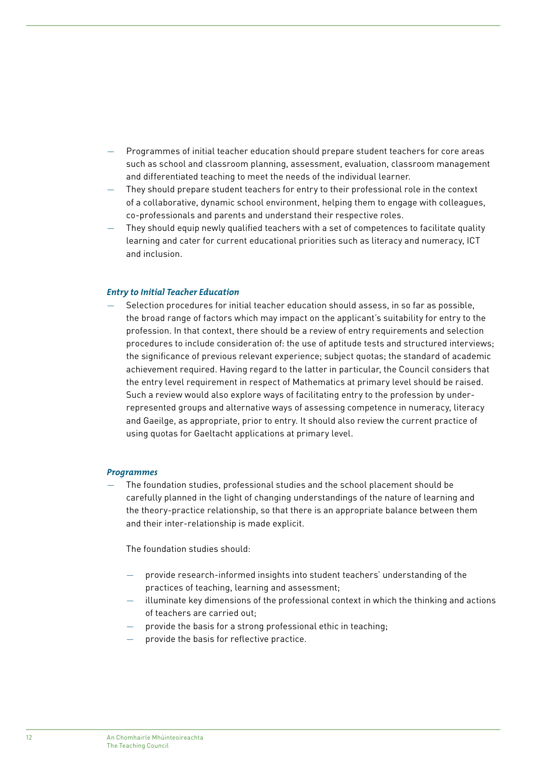- Programmes of initial teacher education should prepare student teachers for core areas such as school and classroom planning, assessment, evaluation, classroom management and differentiated teaching to meet the needs of the individual learner.
- They should prepare student teachers for entry to their professional role in the context of a collaborative, dynamic school environment, helping them to engage with colleagues, co-professionals and parents and understand their respective roles.
- They should equip newly qualified teachers with a set of competences to facilitate quality learning and cater for current educational priorities such as literacy and numeracy, ICT and inclusion.

***Entry to Initial Teacher Education***

- Selection procedures for initial teacher education should assess, in so far as possible, the broad range of factors which may impact on the applicant's suitability for entry to the profession. In that context, there should be a review of entry requirements and selection procedures to include consideration of: the use of aptitude tests and structured interviews; the significance of previous relevant experience; subject quotas; the standard of academic achievement required. Having regard to the latter in particular, the Council considers that the entry level requirement in respect of Mathematics at primary level should be raised. Such a review would also explore ways of facilitating entry to the profession by under-represented groups and alternative ways of assessing competence in numeracy, literacy and Gaeilge, as appropriate, prior to entry. It should also review the current practice of using quotas for Gaeltacht applications at primary level.

***Programmes***

- The foundation studies, professional studies and the school placement should be carefully planned in the light of changing understandings of the nature of learning and the theory-practice relationship, so that there is an appropriate balance between them and their inter-relationship is made explicit.

  The foundation studies should:

  - provide research-informed insights into student teachers' understanding of the practices of teaching, learning and assessment;
  - illuminate key dimensions of the professional context in which the thinking and actions of teachers are carried out;
  - provide the basis for a strong professional ethic in teaching;
  - provide the basis for reflective practice.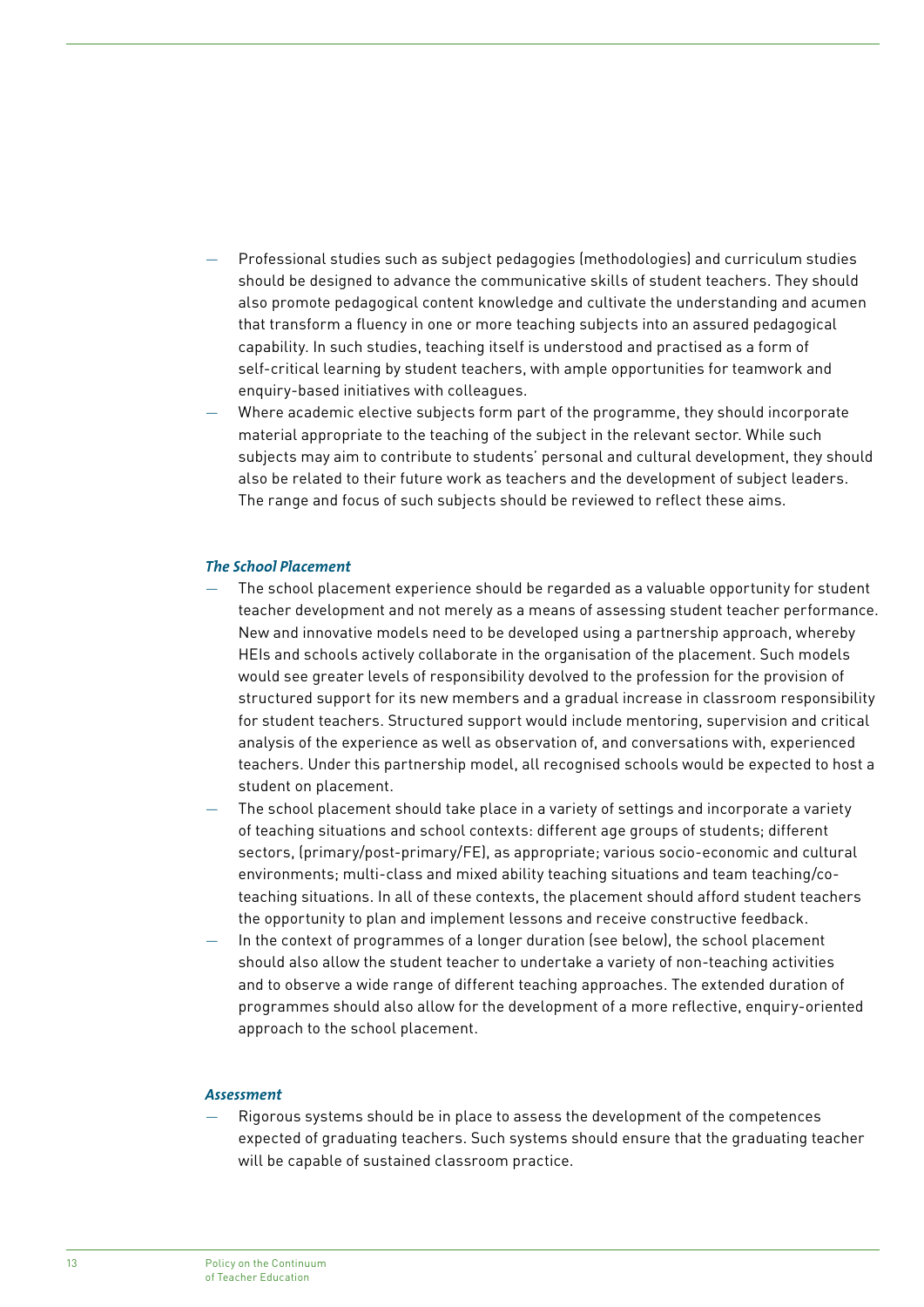- Professional studies such as subject pedagogies (methodologies) and curriculum studies should be designed to advance the communicative skills of student teachers. They should also promote pedagogical content knowledge and cultivate the understanding and acumen that transform a fluency in one or more teaching subjects into an assured pedagogical capability. In such studies, teaching itself is understood and practised as a form of self-critical learning by student teachers, with ample opportunities for teamwork and enquiry-based initiatives with colleagues.
- Where academic elective subjects form part of the programme, they should incorporate material appropriate to the teaching of the subject in the relevant sector. While such subjects may aim to contribute to students' personal and cultural development, they should also be related to their future work as teachers and the development of subject leaders. The range and focus of such subjects should be reviewed to reflect these aims.

***The School Placement***

- The school placement experience should be regarded as a valuable opportunity for student teacher development and not merely as a means of assessing student teacher performance. New and innovative models need to be developed using a partnership approach, whereby HEIs and schools actively collaborate in the organisation of the placement. Such models would see greater levels of responsibility devolved to the profession for the provision of structured support for its new members and a gradual increase in classroom responsibility for student teachers. Structured support would include mentoring, supervision and critical analysis of the experience as well as observation of, and conversations with, experienced teachers. Under this partnership model, all recognised schools would be expected to host a student on placement.
- The school placement should take place in a variety of settings and incorporate a variety of teaching situations and school contexts: different age groups of students; different sectors, (primary/post-primary/FE), as appropriate; various socio-economic and cultural environments; multi-class and mixed ability teaching situations and team teaching/co-teaching situations. In all of these contexts, the placement should afford student teachers the opportunity to plan and implement lessons and receive constructive feedback.
- In the context of programmes of a longer duration (see below), the school placement should also allow the student teacher to undertake a variety of non-teaching activities and to observe a wide range of different teaching approaches. The extended duration of programmes should also allow for the development of a more reflective, enquiry-oriented approach to the school placement.

***Assessment***

- Rigorous systems should be in place to assess the development of the competences expected of graduating teachers. Such systems should ensure that the graduating teacher will be capable of sustained classroom practice.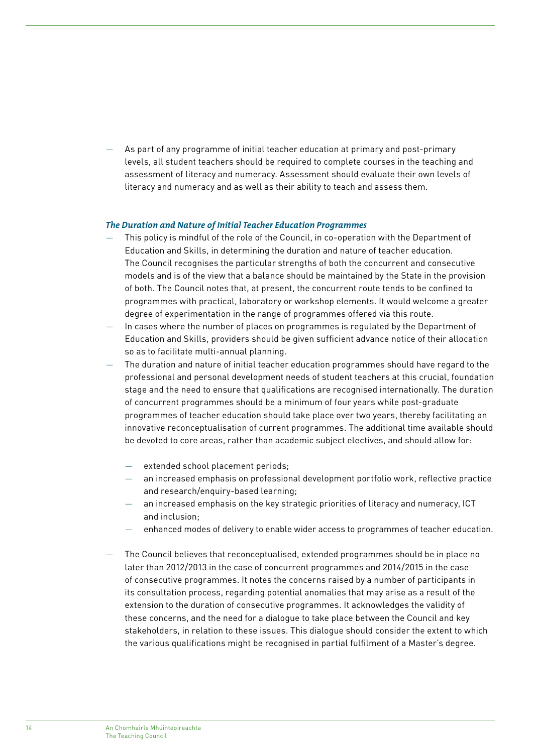- As part of any programme of initial teacher education at primary and post-primary levels, all student teachers should be required to complete courses in the teaching and assessment of literacy and numeracy. Assessment should evaluate their own levels of literacy and numeracy and as well as their ability to teach and assess them.

***The Duration and Nature of Initial Teacher Education Programmes***

- This policy is mindful of the role of the Council, in co-operation with the Department of Education and Skills, in determining the duration and nature of teacher education. The Council recognises the particular strengths of both the concurrent and consecutive models and is of the view that a balance should be maintained by the State in the provision of both. The Council notes that, at present, the concurrent route tends to be confined to programmes with practical, laboratory or workshop elements. It would welcome a greater degree of experimentation in the range of programmes offered via this route.
- In cases where the number of places on programmes is regulated by the Department of Education and Skills, providers should be given sufficient advance notice of their allocation so as to facilitate multi-annual planning.
- The duration and nature of initial teacher education programmes should have regard to the professional and personal development needs of student teachers at this crucial, foundation stage and the need to ensure that qualifications are recognised internationally. The duration of concurrent programmes should be a minimum of four years while post-graduate programmes of teacher education should take place over two years, thereby facilitating an innovative reconceptualisation of current programmes. The additional time available should be devoted to core areas, rather than academic subject electives, and should allow for:
    - extended school placement periods;
    - an increased emphasis on professional development portfolio work, reflective practice and research/enquiry-based learning;
    - an increased emphasis on the key strategic priorities of literacy and numeracy, ICT and inclusion;
    - enhanced modes of delivery to enable wider access to programmes of teacher education.
- The Council believes that reconceptualised, extended programmes should be in place no later than 2012/2013 in the case of concurrent programmes and 2014/2015 in the case of consecutive programmes. It notes the concerns raised by a number of participants in its consultation process, regarding potential anomalies that may arise as a result of the extension to the duration of consecutive programmes. It acknowledges the validity of these concerns, and the need for a dialogue to take place between the Council and key stakeholders, in relation to these issues. This dialogue should consider the extent to which the various qualifications might be recognised in partial fulfilment of a Master's degree.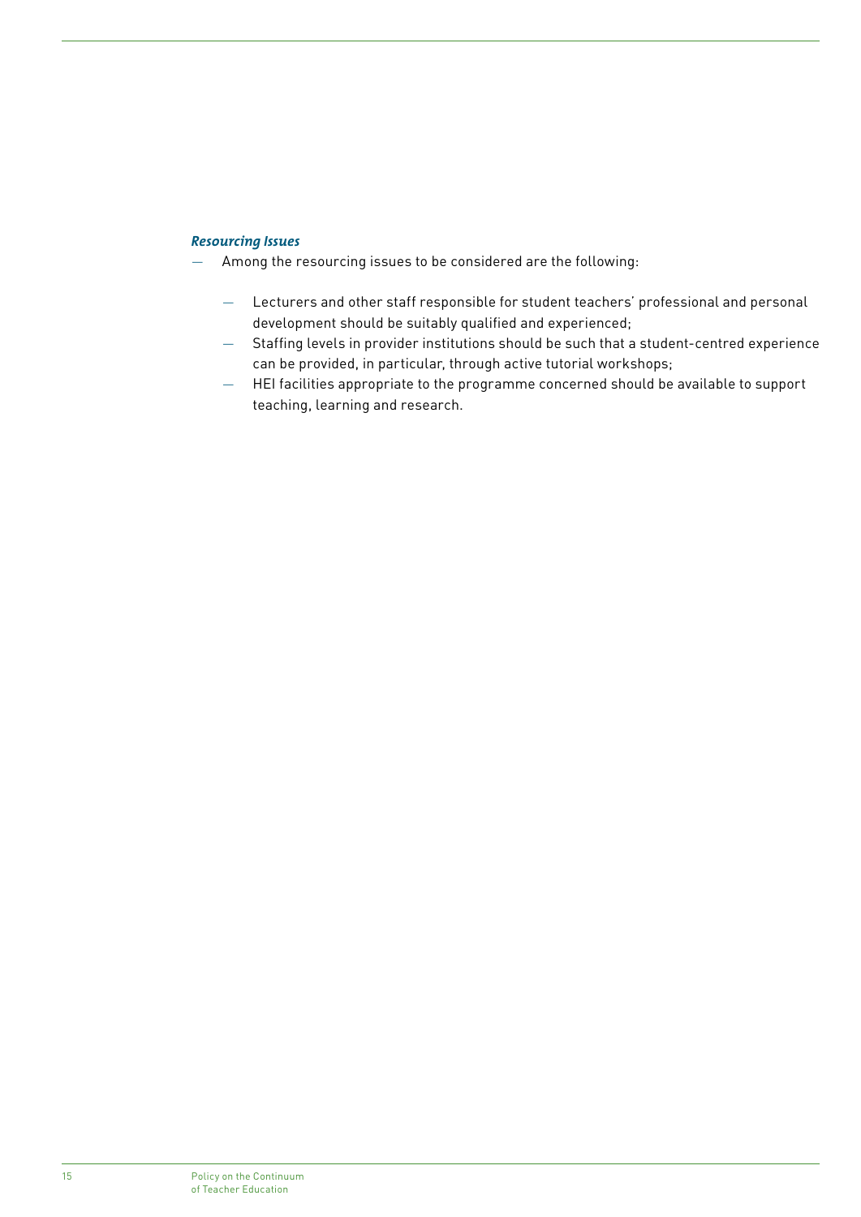***Resourcing Issues***

- Among the resourcing issues to be considered are the following:

    - Lecturers and other staff responsible for student teachers' professional and personal development should be suitably qualified and experienced;
    - Staffing levels in provider institutions should be such that a student-centred experience can be provided, in particular, through active tutorial workshops;
    - HEI facilities appropriate to the programme concerned should be available to support teaching, learning and research.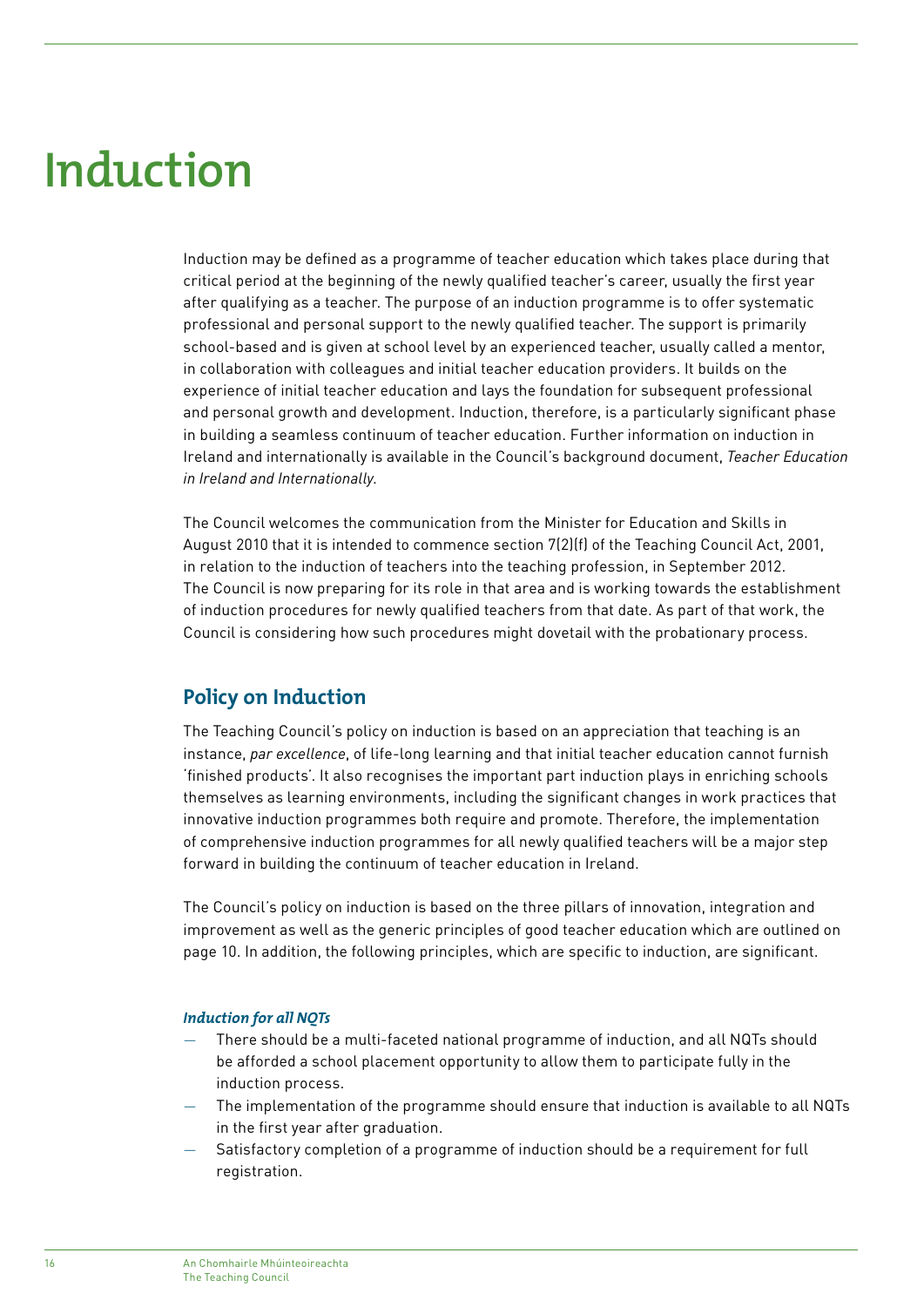# Induction

Induction may be defined as a programme of teacher education which takes place during that critical period at the beginning of the newly qualified teacher's career, usually the first year after qualifying as a teacher. The purpose of an induction programme is to offer systematic professional and personal support to the newly qualified teacher. The support is primarily school-based and is given at school level by an experienced teacher, usually called a mentor, in collaboration with colleagues and initial teacher education providers. It builds on the experience of initial teacher education and lays the foundation for subsequent professional and personal growth and development. Induction, therefore, is a particularly significant phase in building a seamless continuum of teacher education. Further information on induction in Ireland and internationally is available in the Council's background document, *Teacher Education in Ireland and Internationally*.

The Council welcomes the communication from the Minister for Education and Skills in August 2010 that it is intended to commence section 7(2)(f) of the Teaching Council Act, 2001, in relation to the induction of teachers into the teaching profession, in September 2012. The Council is now preparing for its role in that area and is working towards the establishment of induction procedures for newly qualified teachers from that date. As part of that work, the Council is considering how such procedures might dovetail with the probationary process.

## Policy on Induction

The Teaching Council's policy on induction is based on an appreciation that teaching is an instance, *par excellence*, of life-long learning and that initial teacher education cannot furnish 'finished products'. It also recognises the important part induction plays in enriching schools themselves as learning environments, including the significant changes in work practices that innovative induction programmes both require and promote. Therefore, the implementation of comprehensive induction programmes for all newly qualified teachers will be a major step forward in building the continuum of teacher education in Ireland.

The Council's policy on induction is based on the three pillars of innovation, integration and improvement as well as the generic principles of good teacher education which are outlined on page 10. In addition, the following principles, which are specific to induction, are significant.

***Induction for all NQTs***

- There should be a multi-faceted national programme of induction, and all NQTs should be afforded a school placement opportunity to allow them to participate fully in the induction process.
- The implementation of the programme should ensure that induction is available to all NQTs in the first year after graduation.
- Satisfactory completion of a programme of induction should be a requirement for full registration.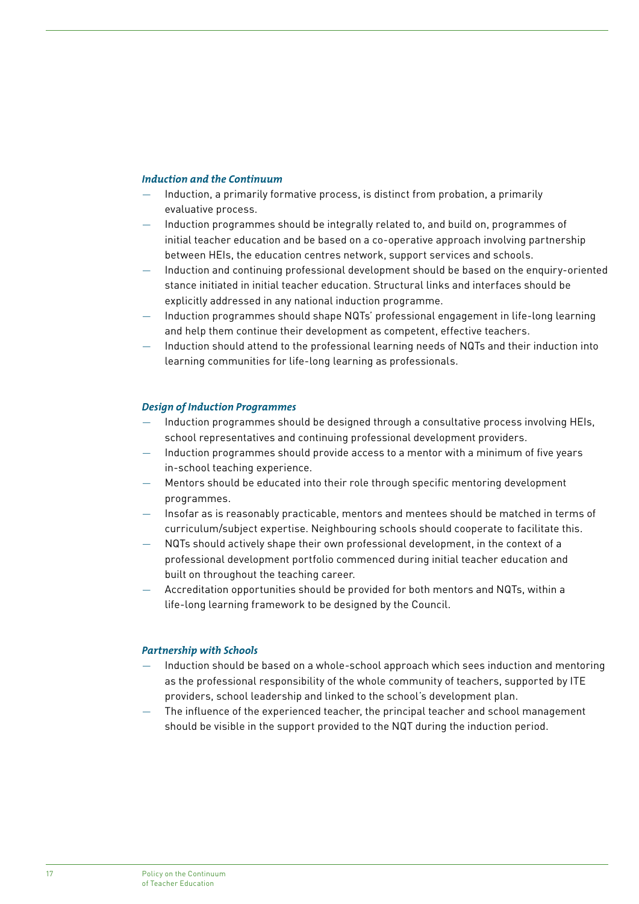### *Induction and the Continuum*

- Induction, a primarily formative process, is distinct from probation, a primarily evaluative process.
- Induction programmes should be integrally related to, and build on, programmes of initial teacher education and be based on a co-operative approach involving partnership between HEIs, the education centres network, support services and schools.
- Induction and continuing professional development should be based on the enquiry-oriented stance initiated in initial teacher education. Structural links and interfaces should be explicitly addressed in any national induction programme.
- Induction programmes should shape NQTs' professional engagement in life-long learning and help them continue their development as competent, effective teachers.
- Induction should attend to the professional learning needs of NQTs and their induction into learning communities for life-long learning as professionals.

### *Design of Induction Programmes*

- Induction programmes should be designed through a consultative process involving HEIs, school representatives and continuing professional development providers.
- Induction programmes should provide access to a mentor with a minimum of five years in-school teaching experience.
- Mentors should be educated into their role through specific mentoring development programmes.
- Insofar as is reasonably practicable, mentors and mentees should be matched in terms of curriculum/subject expertise. Neighbouring schools should cooperate to facilitate this.
- NQTs should actively shape their own professional development, in the context of a professional development portfolio commenced during initial teacher education and built on throughout the teaching career.
- Accreditation opportunities should be provided for both mentors and NQTs, within a life-long learning framework to be designed by the Council.

### *Partnership with Schools*

- Induction should be based on a whole-school approach which sees induction and mentoring as the professional responsibility of the whole community of teachers, supported by ITE providers, school leadership and linked to the school's development plan.
- The influence of the experienced teacher, the principal teacher and school management should be visible in the support provided to the NQT during the induction period.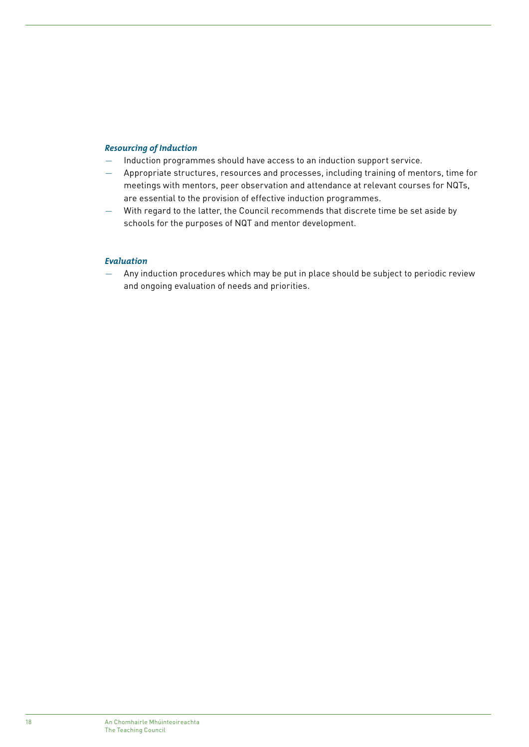***Resouring of Induction***

- Induction programmes should have access to an induction support service.
- Appropriate structures, resources and processes, including training of mentors, time for meetings with mentors, peer observation and attendance at relevant courses for NQTs, are essential to the provision of effective induction programmes.
- With regard to the latter, the Council recommends that discrete time be set aside by schools for the purposes of NQT and mentor development.

***Evaluation***

- Any induction procedures which may be put in place should be subject to periodic review and ongoing evaluation of needs and priorities.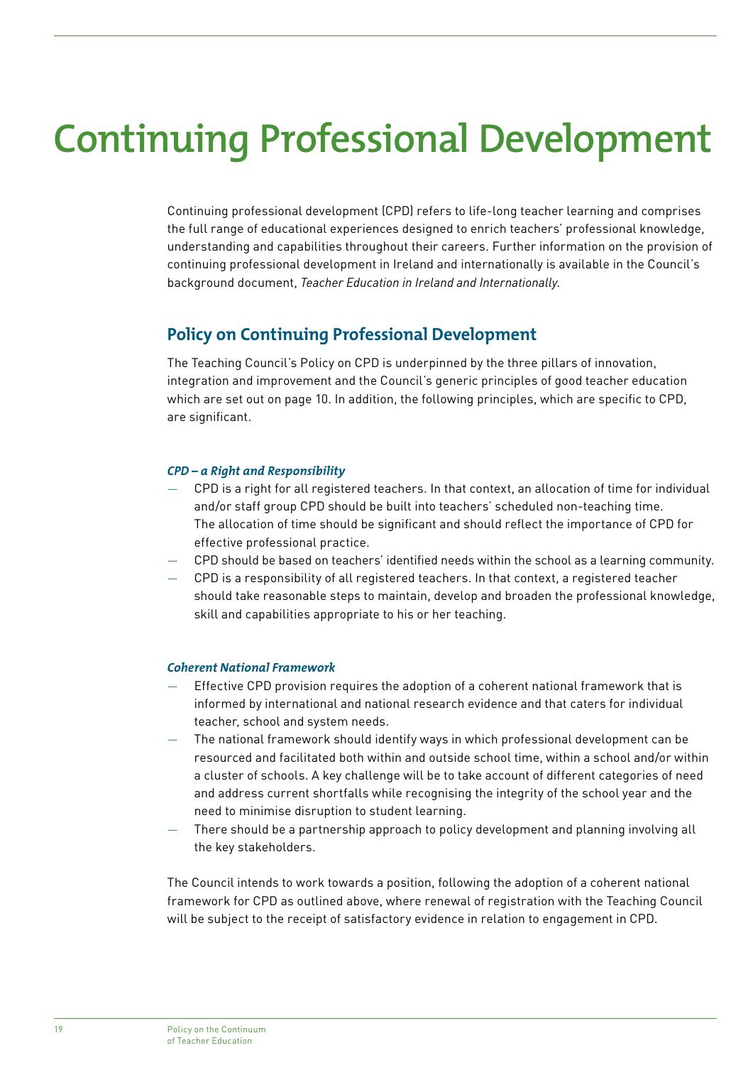# Continuing Professional Development

Continuing professional development (CPD) refers to life-long teacher learning and comprises the full range of educational experiences designed to enrich teachers' professional knowledge, understanding and capabilities throughout their careers. Further information on the provision of continuing professional development in Ireland and internationally is available in the Council's background document, *Teacher Education in Ireland and Internationally.*

## Policy on Continuing Professional Development

The Teaching Council's Policy on CPD is underpinned by the three pillars of innovation, integration and improvement and the Council's generic principles of good teacher education which are set out on page 10. In addition, the following principles, which are specific to CPD, are significant.

***CPD – a Right and Responsibility***

- CPD is a right for all registered teachers. In that context, an allocation of time for individual and/or staff group CPD should be built into teachers' scheduled non-teaching time. The allocation of time should be significant and should reflect the importance of CPD for effective professional practice.
- CPD should be based on teachers' identified needs within the school as a learning community.
- CPD is a responsibility of all registered teachers. In that context, a registered teacher should take reasonable steps to maintain, develop and broaden the professional knowledge, skill and capabilities appropriate to his or her teaching.

***Coherent National Framework***

- Effective CPD provision requires the adoption of a coherent national framework that is informed by international and national research evidence and that caters for individual teacher, school and system needs.
- The national framework should identify ways in which professional development can be resourced and facilitated both within and outside school time, within a school and/or within a cluster of schools. A key challenge will be to take account of different categories of need and address current shortfalls while recognising the integrity of the school year and the need to minimise disruption to student learning.
- There should be a partnership approach to policy development and planning involving all the key stakeholders.

The Council intends to work towards a position, following the adoption of a coherent national framework for CPD as outlined above, where renewal of registration with the Teaching Council will be subject to the receipt of satisfactory evidence in relation to engagement in CPD.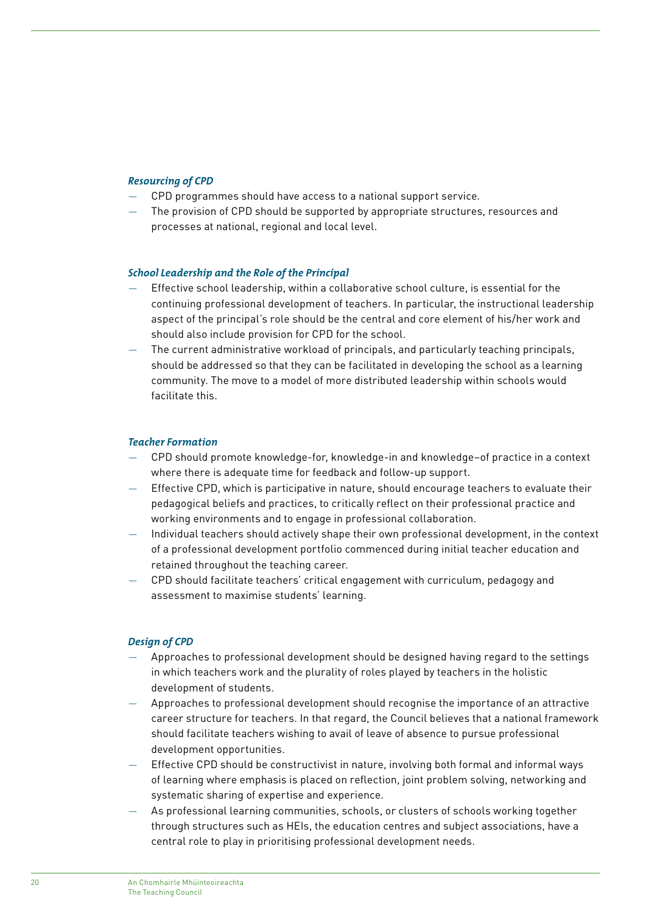***Resourcing of CPD***

- CPD programmes should have access to a national support service.
- The provision of CPD should be supported by appropriate structures, resources and processes at national, regional and local level.

***School Leadership and the Role of the Principal***

- Effective school leadership, within a collaborative school culture, is essential for the continuing professional development of teachers. In particular, the instructional leadership aspect of the principal's role should be the central and core element of his/her work and should also include provision for CPD for the school.
- The current administrative workload of principals, and particularly teaching principals, should be addressed so that they can be facilitated in developing the school as a learning community. The move to a model of more distributed leadership within schools would facilitate this.

***Teacher Formation***

- CPD should promote knowledge-for, knowledge-in and knowledge–of practice in a context where there is adequate time for feedback and follow-up support.
- Effective CPD, which is participative in nature, should encourage teachers to evaluate their pedagogical beliefs and practices, to critically reflect on their professional practice and working environments and to engage in professional collaboration.
- Individual teachers should actively shape their own professional development, in the context of a professional development portfolio commenced during initial teacher education and retained throughout the teaching career.
- CPD should facilitate teachers' critical engagement with curriculum, pedagogy and assessment to maximise students' learning.

***Design of CPD***

- Approaches to professional development should be designed having regard to the settings in which teachers work and the plurality of roles played by teachers in the holistic development of students.
- Approaches to professional development should recognise the importance of an attractive career structure for teachers. In that regard, the Council believes that a national framework should facilitate teachers wishing to avail of leave of absence to pursue professional development opportunities.
- Effective CPD should be constructivist in nature, involving both formal and informal ways of learning where emphasis is placed on reflection, joint problem solving, networking and systematic sharing of expertise and experience.
- As professional learning communities, schools, or clusters of schools working together through structures such as HEIs, the education centres and subject associations, have a central role to play in prioritising professional development needs.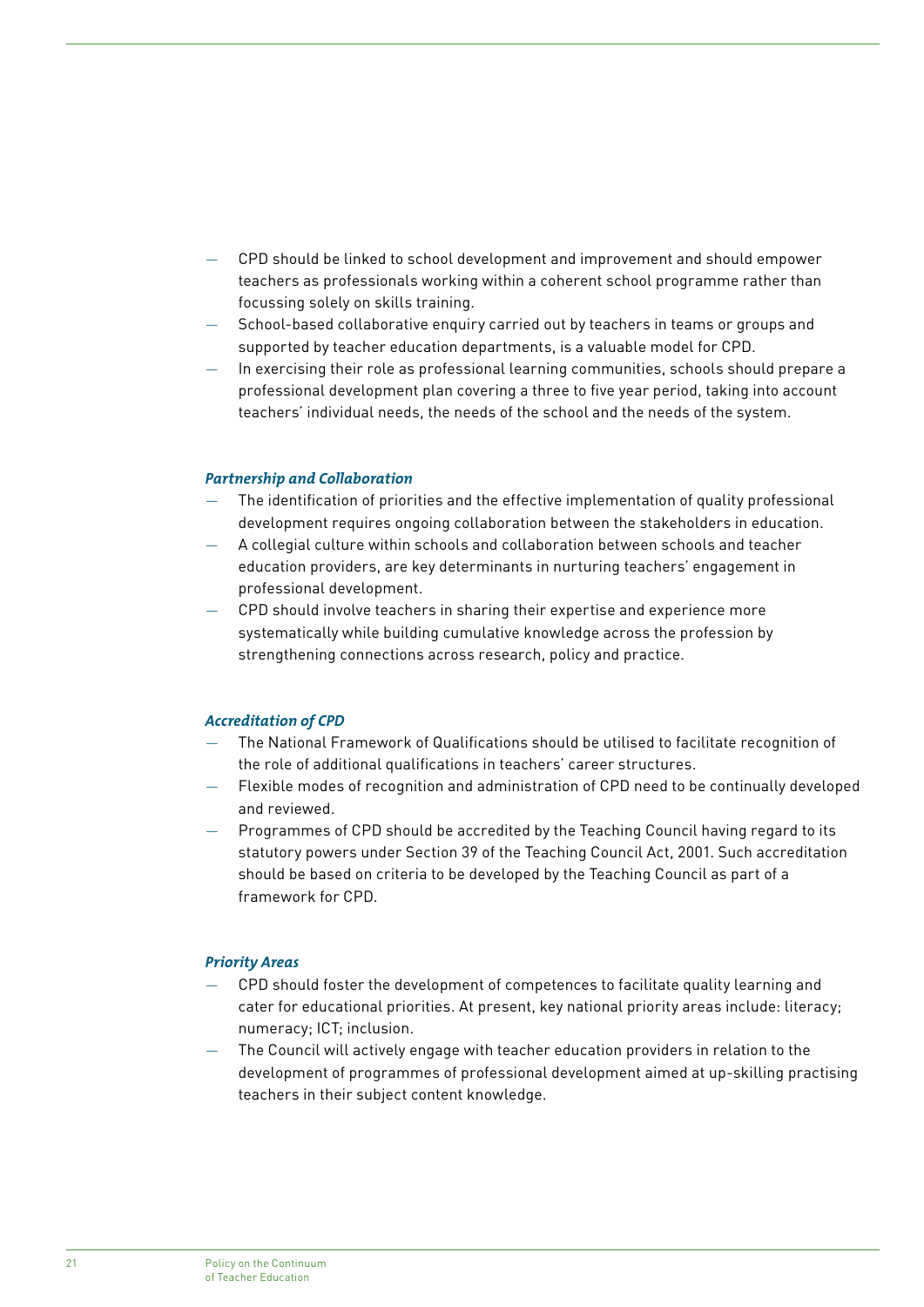- CPD should be linked to school development and improvement and should empower teachers as professionals working within a coherent school programme rather than focussing solely on skills training.
- School-based collaborative enquiry carried out by teachers in teams or groups and supported by teacher education departments, is a valuable model for CPD.
- In exercising their role as professional learning communities, schools should prepare a professional development plan covering a three to five year period, taking into account teachers' individual needs, the needs of the school and the needs of the system.

***Partnership and Collaboration***

- The identification of priorities and the effective implementation of quality professional development requires ongoing collaboration between the stakeholders in education.
- A collegial culture within schools and collaboration between schools and teacher education providers, are key determinants in nurturing teachers' engagement in professional development.
- CPD should involve teachers in sharing their expertise and experience more systematically while building cumulative knowledge across the profession by strengthening connections across research, policy and practice.

***Accreditation of CPD***

- The National Framework of Qualifications should be utilised to facilitate recognition of the role of additional qualifications in teachers' career structures.
- Flexible modes of recognition and administration of CPD need to be continually developed and reviewed.
- Programmes of CPD should be accredited by the Teaching Council having regard to its statutory powers under Section 39 of the Teaching Council Act, 2001. Such accreditation should be based on criteria to be developed by the Teaching Council as part of a framework for CPD.

***Priority Areas***

- CPD should foster the development of competences to facilitate quality learning and cater for educational priorities. At present, key national priority areas include: literacy; numeracy; ICT; inclusion.
- The Council will actively engage with teacher education providers in relation to the development of programmes of professional development aimed at up-skilling practising teachers in their subject content knowledge.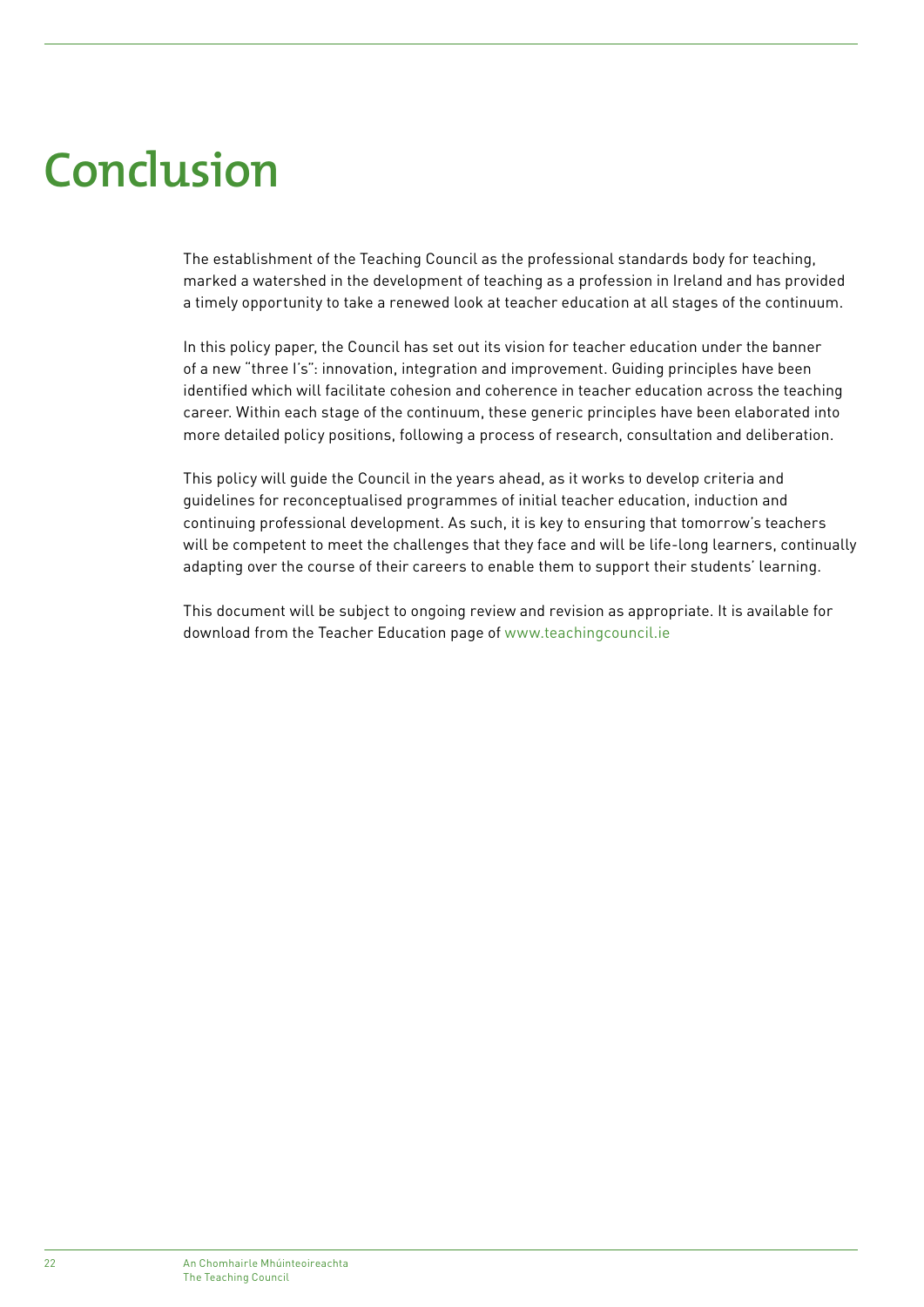# Conclusion

The establishment of the Teaching Council as the professional standards body for teaching, marked a watershed in the development of teaching as a profession in Ireland and has provided a timely opportunity to take a renewed look at teacher education at all stages of the continuum.

In this policy paper, the Council has set out its vision for teacher education under the banner of a new "three I's": innovation, integration and improvement. Guiding principles have been identified which will facilitate cohesion and coherence in teacher education across the teaching career. Within each stage of the continuum, these generic principles have been elaborated into more detailed policy positions, following a process of research, consultation and deliberation.

This policy will guide the Council in the years ahead, as it works to develop criteria and guidelines for reconceptualised programmes of initial teacher education, induction and continuing professional development. As such, it is key to ensuring that tomorrow's teachers will be competent to meet the challenges that they face and will be life-long learners, continually adapting over the course of their careers to enable them to support their students' learning.

This document will be subject to ongoing review and revision as appropriate. It is available for download from the Teacher Education page of www.teachingcouncil.ie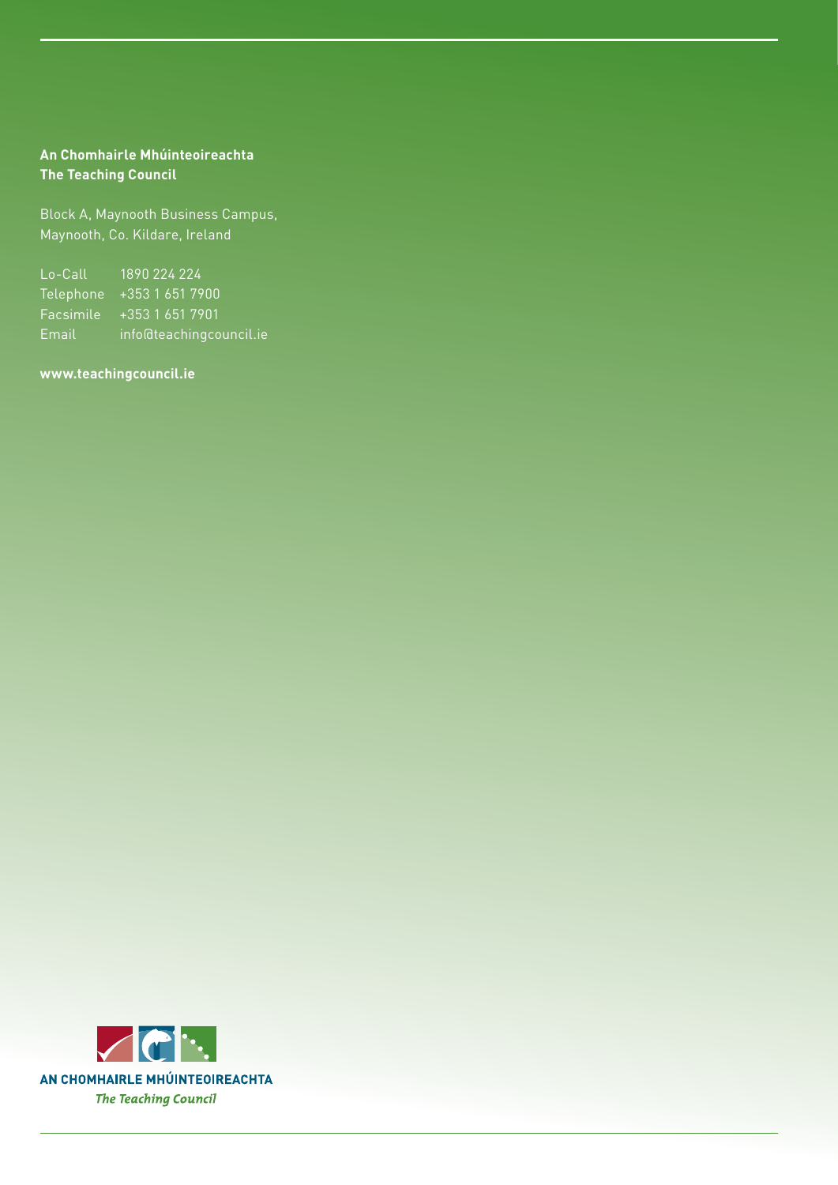**An Chomhairle Mhúinteoireachta**
**The Teaching Council**

Block A, Maynooth Business Campus,
Maynooth, Co. Kildare, Ireland

| | |
|---|---|
| Lo-Call | 1890 224 224 |
| Telephone | +353 1 651 7900 |
| Facsimile | +353 1 651 7901 |
| Email | info@teachingcouncil.ie |

**www.teachingcouncil.ie**

AN CHOMHAIRLE MHÚINTEOIREACHTA
*The Teaching Council*